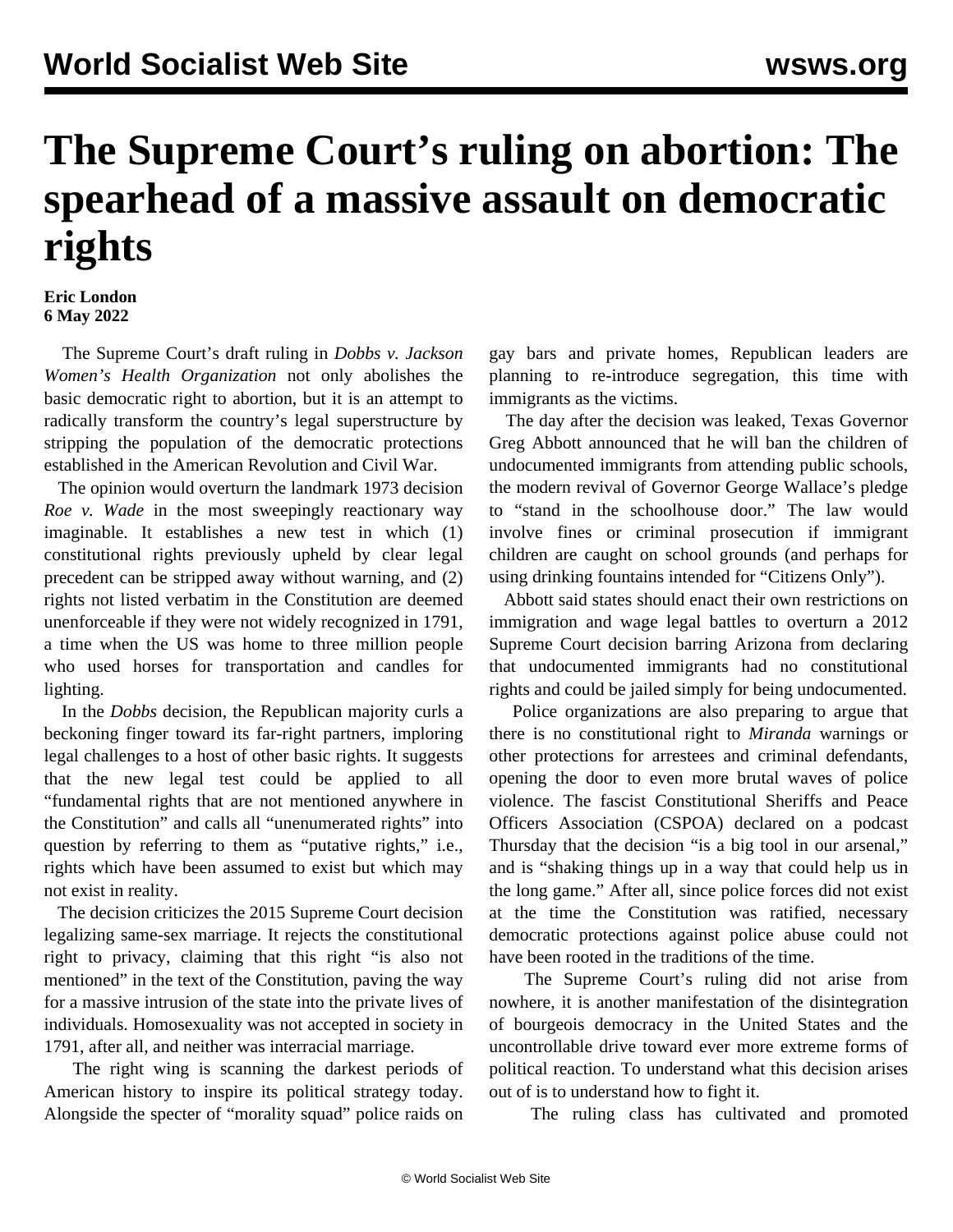# The Supreme Court's ruling on abortion: The spearhead of a massive assault on democratic rights

**Eric London**
**6 May 2022**

The Supreme Court's draft ruling in *Dobbs v. Jackson Women's Health Organization* not only abolishes the basic democratic right to abortion, but it is an attempt to radically transform the country's legal superstructure by stripping the population of the democratic protections established in the American Revolution and Civil War.

The opinion would overturn the landmark 1973 decision *Roe v. Wade* in the most sweepingly reactionary way imaginable. It establishes a new test in which (1) constitutional rights previously upheld by clear legal precedent can be stripped away without warning, and (2) rights not listed verbatim in the Constitution are deemed unenforceable if they were not widely recognized in 1791, a time when the US was home to three million people who used horses for transportation and candles for lighting.

In the *Dobbs* decision, the Republican majority curls a beckoning finger toward its far-right partners, imploring legal challenges to a host of other basic rights. It suggests that the new legal test could be applied to all "fundamental rights that are not mentioned anywhere in the Constitution" and calls all "unenumerated rights" into question by referring to them as "putative rights," i.e., rights which have been assumed to exist but which may not exist in reality.

The decision criticizes the 2015 Supreme Court decision legalizing same-sex marriage. It rejects the constitutional right to privacy, claiming that this right "is also not mentioned" in the text of the Constitution, paving the way for a massive intrusion of the state into the private lives of individuals. Homosexuality was not accepted in society in 1791, after all, and neither was interracial marriage.

The right wing is scanning the darkest periods of American history to inspire its political strategy today. Alongside the specter of "morality squad" police raids on gay bars and private homes, Republican leaders are planning to re-introduce segregation, this time with immigrants as the victims.

The day after the decision was leaked, Texas Governor Greg Abbott announced that he will ban the children of undocumented immigrants from attending public schools, the modern revival of Governor George Wallace's pledge to "stand in the schoolhouse door." The law would involve fines or criminal prosecution if immigrant children are caught on school grounds (and perhaps for using drinking fountains intended for "Citizens Only").

Abbott said states should enact their own restrictions on immigration and wage legal battles to overturn a 2012 Supreme Court decision barring Arizona from declaring that undocumented immigrants had no constitutional rights and could be jailed simply for being undocumented.

Police organizations are also preparing to argue that there is no constitutional right to *Miranda* warnings or other protections for arrestees and criminal defendants, opening the door to even more brutal waves of police violence. The fascist Constitutional Sheriffs and Peace Officers Association (CSPOA) declared on a podcast Thursday that the decision "is a big tool in our arsenal," and is "shaking things up in a way that could help us in the long game." After all, since police forces did not exist at the time the Constitution was ratified, necessary democratic protections against police abuse could not have been rooted in the traditions of the time.

The Supreme Court's ruling did not arise from nowhere, it is another manifestation of the disintegration of bourgeois democracy in the United States and the uncontrollable drive toward ever more extreme forms of political reaction. To understand what this decision arises out of is to understand how to fight it.

The ruling class has cultivated and promoted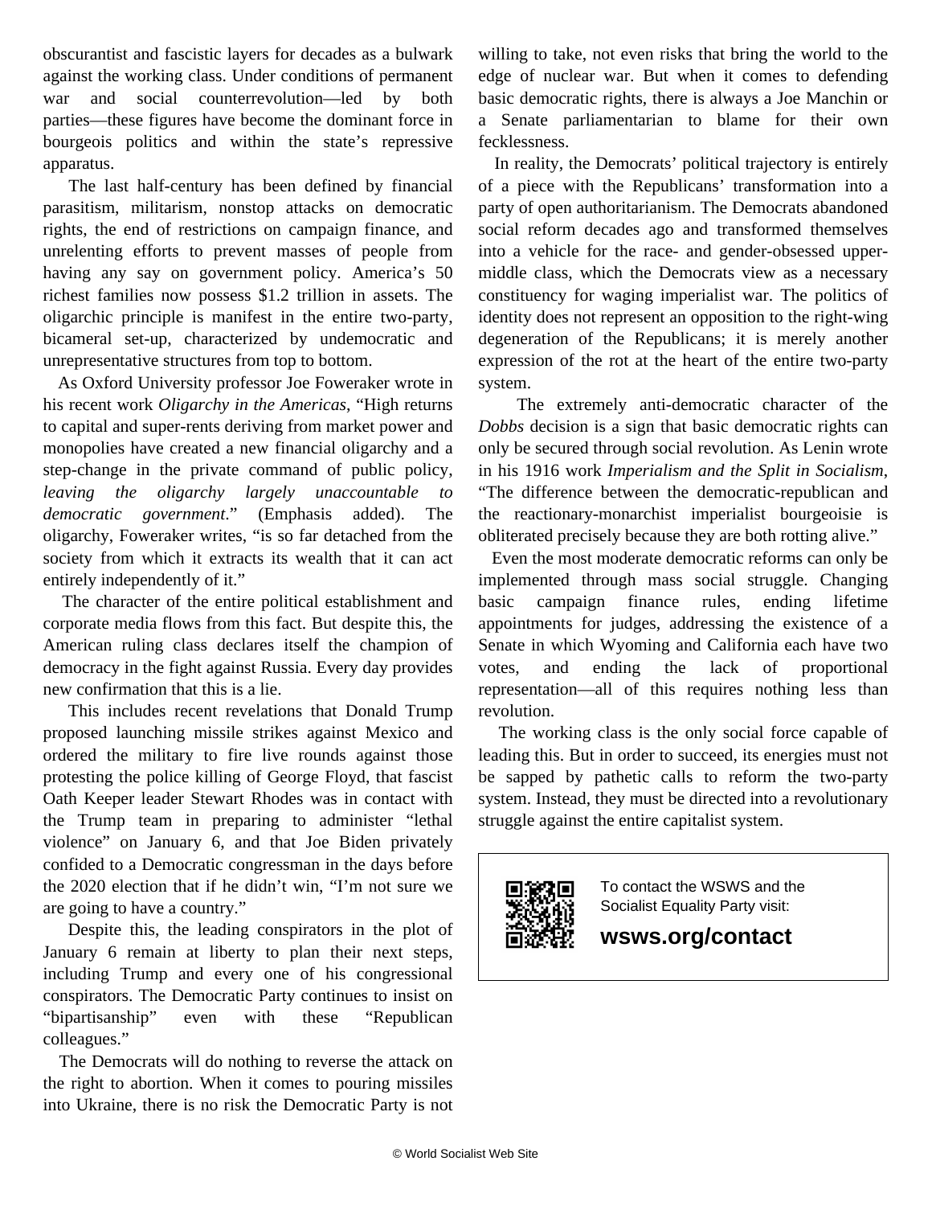obscurantist and fascistic layers for decades as a bulwark against the working class. Under conditions of permanent war and social counterrevolution—led by both parties—these figures have become the dominant force in bourgeois politics and within the state's repressive apparatus.

The last half-century has been defined by financial parasitism, militarism, nonstop attacks on democratic rights, the end of restrictions on campaign finance, and unrelenting efforts to prevent masses of people from having any say on government policy. America's 50 richest families now possess $1.2 trillion in assets. The oligarchic principle is manifest in the entire two-party, bicameral set-up, characterized by undemocratic and unrepresentative structures from top to bottom.

As Oxford University professor Joe Foweraker wrote in his recent work *Oligarchy in the Americas*, "High returns to capital and super-rents deriving from market power and monopolies have created a new financial oligarchy and a step-change in the private command of public policy, *leaving the oligarchy largely unaccountable to democratic government*." (Emphasis added). The oligarchy, Foweraker writes, "is so far detached from the society from which it extracts its wealth that it can act entirely independently of it."

The character of the entire political establishment and corporate media flows from this fact. But despite this, the American ruling class declares itself the champion of democracy in the fight against Russia. Every day provides new confirmation that this is a lie.

This includes recent revelations that Donald Trump proposed launching missile strikes against Mexico and ordered the military to fire live rounds against those protesting the police killing of George Floyd, that fascist Oath Keeper leader Stewart Rhodes was in contact with the Trump team in preparing to administer "lethal violence" on January 6, and that Joe Biden privately confided to a Democratic congressman in the days before the 2020 election that if he didn't win, "I'm not sure we are going to have a country."

Despite this, the leading conspirators in the plot of January 6 remain at liberty to plan their next steps, including Trump and every one of his congressional conspirators. The Democratic Party continues to insist on "bipartisanship" even with these "Republican colleagues."

The Democrats will do nothing to reverse the attack on the right to abortion. When it comes to pouring missiles into Ukraine, there is no risk the Democratic Party is not willing to take, not even risks that bring the world to the edge of nuclear war. But when it comes to defending basic democratic rights, there is always a Joe Manchin or a Senate parliamentarian to blame for their own fecklessness.

In reality, the Democrats' political trajectory is entirely of a piece with the Republicans' transformation into a party of open authoritarianism. The Democrats abandoned social reform decades ago and transformed themselves into a vehicle for the race- and gender-obsessed upper-middle class, which the Democrats view as a necessary constituency for waging imperialist war. The politics of identity does not represent an opposition to the right-wing degeneration of the Republicans; it is merely another expression of the rot at the heart of the entire two-party system.

The extremely anti-democratic character of the *Dobbs* decision is a sign that basic democratic rights can only be secured through social revolution. As Lenin wrote in his 1916 work *Imperialism and the Split in Socialism*, "The difference between the democratic-republican and the reactionary-monarchist imperialist bourgeoisie is obliterated precisely because they are both rotting alive."

Even the most moderate democratic reforms can only be implemented through mass social struggle. Changing basic campaign finance rules, ending lifetime appointments for judges, addressing the existence of a Senate in which Wyoming and California each have two votes, and ending the lack of proportional representation—all of this requires nothing less than revolution.

The working class is the only social force capable of leading this. But in order to succeed, its energies must not be sapped by pathetic calls to reform the two-party system. Instead, they must be directed into a revolutionary struggle against the entire capitalist system.

To contact the WSWS and the Socialist Equality Party visit:

**wsws.org/contact**